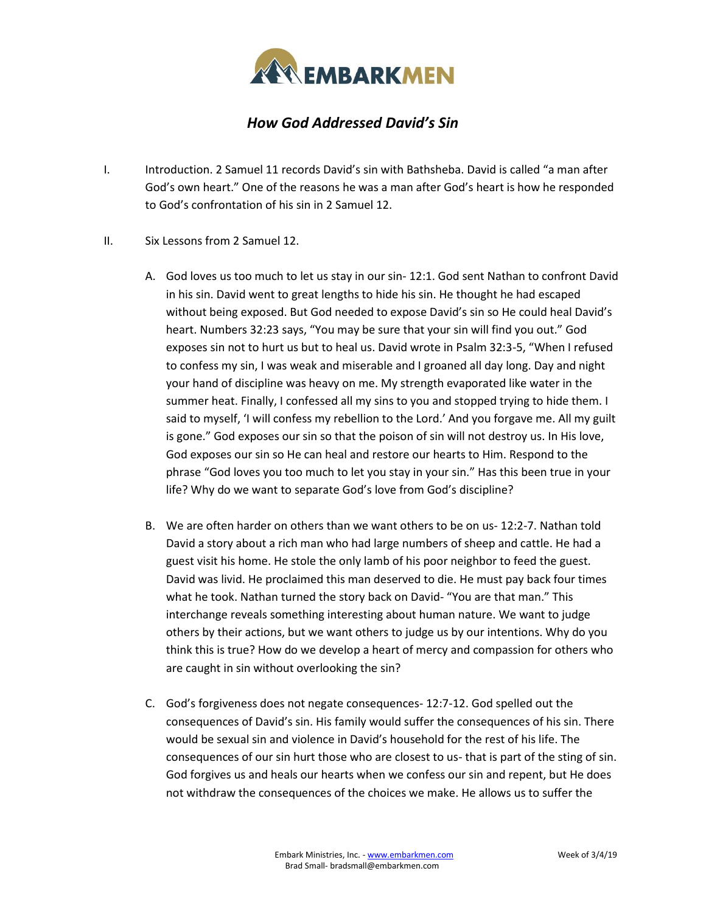# *How God Addressed David's Sin*

I. Introduction. 2 Samuel 11 records David's sin with Bathsheba. David is called "a man after God's own heart." One of the reasons he was a man after God's heart is how he responded to God's confrontation of his sin in 2 Samuel 12.

II. Six Lessons from 2 Samuel 12.

   A. God loves us too much to let us stay in our sin- 12:1. God sent Nathan to confront David in his sin. David went to great lengths to hide his sin. He thought he had escaped without being exposed. But God needed to expose David's sin so He could heal David's heart. Numbers 32:23 says, "You may be sure that your sin will find you out." God exposes sin not to hurt us but to heal us. David wrote in Psalm 32:3-5, "When I refused to confess my sin, I was weak and miserable and I groaned all day long. Day and night your hand of discipline was heavy on me. My strength evaporated like water in the summer heat. Finally, I confessed all my sins to you and stopped trying to hide them. I said to myself, 'I will confess my rebellion to the Lord.' And you forgave me. All my guilt is gone." God exposes our sin so that the poison of sin will not destroy us. In His love, God exposes our sin so He can heal and restore our hearts to Him. Respond to the phrase "God loves you too much to let you stay in your sin." Has this been true in your life? Why do we want to separate God's love from God's discipline?

   B. We are often harder on others than we want others to be on us- 12:2-7. Nathan told David a story about a rich man who had large numbers of sheep and cattle. He had a guest visit his home. He stole the only lamb of his poor neighbor to feed the guest. David was livid. He proclaimed this man deserved to die. He must pay back four times what he took. Nathan turned the story back on David- "You are that man." This interchange reveals something interesting about human nature. We want to judge others by their actions, but we want others to judge us by our intentions. Why do you think this is true? How do we develop a heart of mercy and compassion for others who are caught in sin without overlooking the sin?

   C. God's forgiveness does not negate consequences- 12:7-12. God spelled out the consequences of David's sin. His family would suffer the consequences of his sin. There would be sexual sin and violence in David's household for the rest of his life. The consequences of our sin hurt those who are closest to us- that is part of the sting of sin. God forgives us and heals our hearts when we confess our sin and repent, but He does not withdraw the consequences of the choices we make. He allows us to suffer the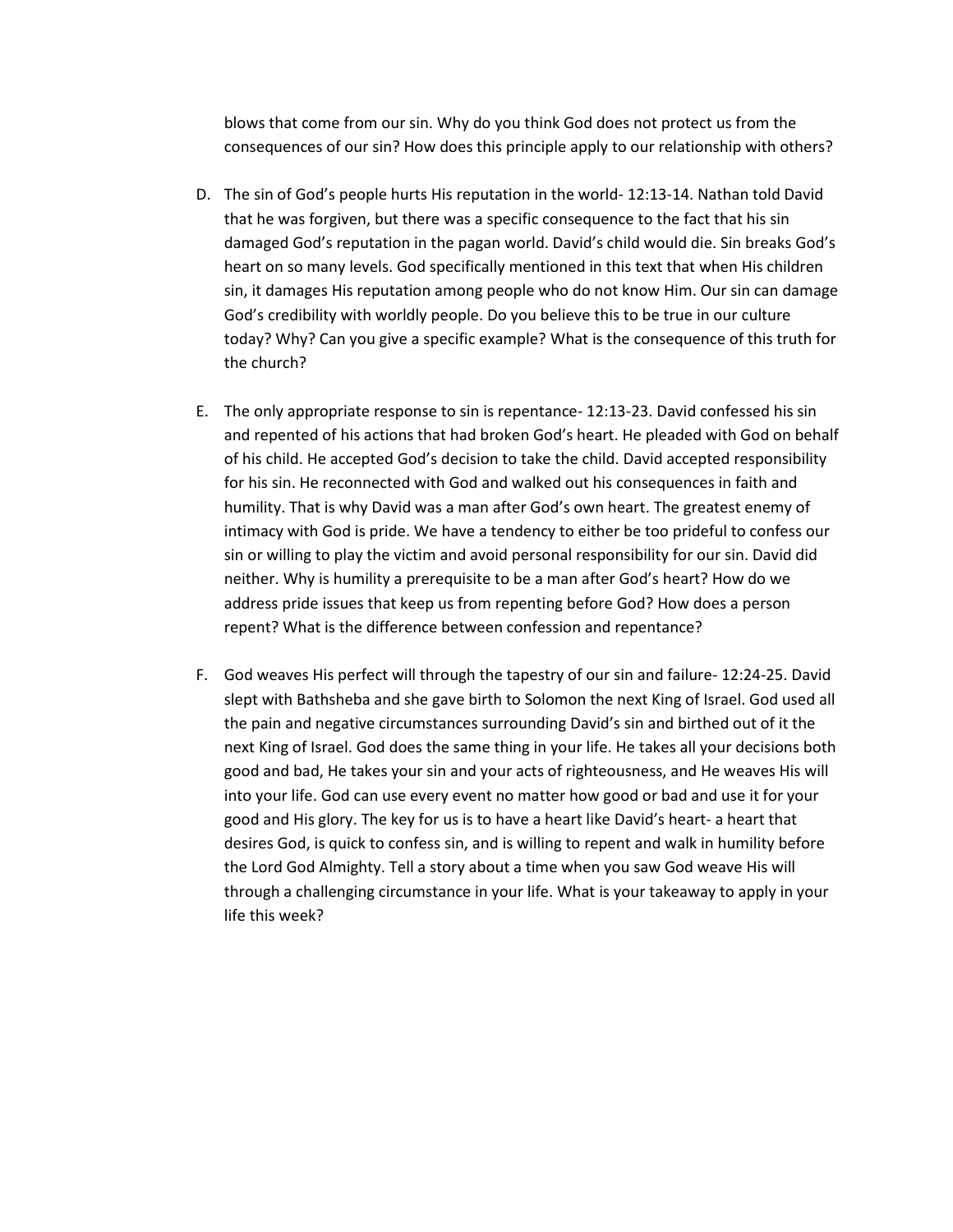blows that come from our sin. Why do you think God does not protect us from the consequences of our sin? How does this principle apply to our relationship with others?

D. The sin of God's people hurts His reputation in the world- 12:13-14. Nathan told David that he was forgiven, but there was a specific consequence to the fact that his sin damaged God's reputation in the pagan world. David's child would die. Sin breaks God's heart on so many levels. God specifically mentioned in this text that when His children sin, it damages His reputation among people who do not know Him. Our sin can damage God's credibility with worldly people. Do you believe this to be true in our culture today? Why? Can you give a specific example? What is the consequence of this truth for the church?

E. The only appropriate response to sin is repentance- 12:13-23. David confessed his sin and repented of his actions that had broken God's heart. He pleaded with God on behalf of his child. He accepted God's decision to take the child. David accepted responsibility for his sin. He reconnected with God and walked out his consequences in faith and humility. That is why David was a man after God's own heart. The greatest enemy of intimacy with God is pride. We have a tendency to either be too prideful to confess our sin or willing to play the victim and avoid personal responsibility for our sin. David did neither. Why is humility a prerequisite to be a man after God's heart? How do we address pride issues that keep us from repenting before God? How does a person repent? What is the difference between confession and repentance?

F. God weaves His perfect will through the tapestry of our sin and failure- 12:24-25. David slept with Bathsheba and she gave birth to Solomon the next King of Israel. God used all the pain and negative circumstances surrounding David's sin and birthed out of it the next King of Israel. God does the same thing in your life. He takes all your decisions both good and bad, He takes your sin and your acts of righteousness, and He weaves His will into your life. God can use every event no matter how good or bad and use it for your good and His glory. The key for us is to have a heart like David's heart- a heart that desires God, is quick to confess sin, and is willing to repent and walk in humility before the Lord God Almighty. Tell a story about a time when you saw God weave His will through a challenging circumstance in your life. What is your takeaway to apply in your life this week?